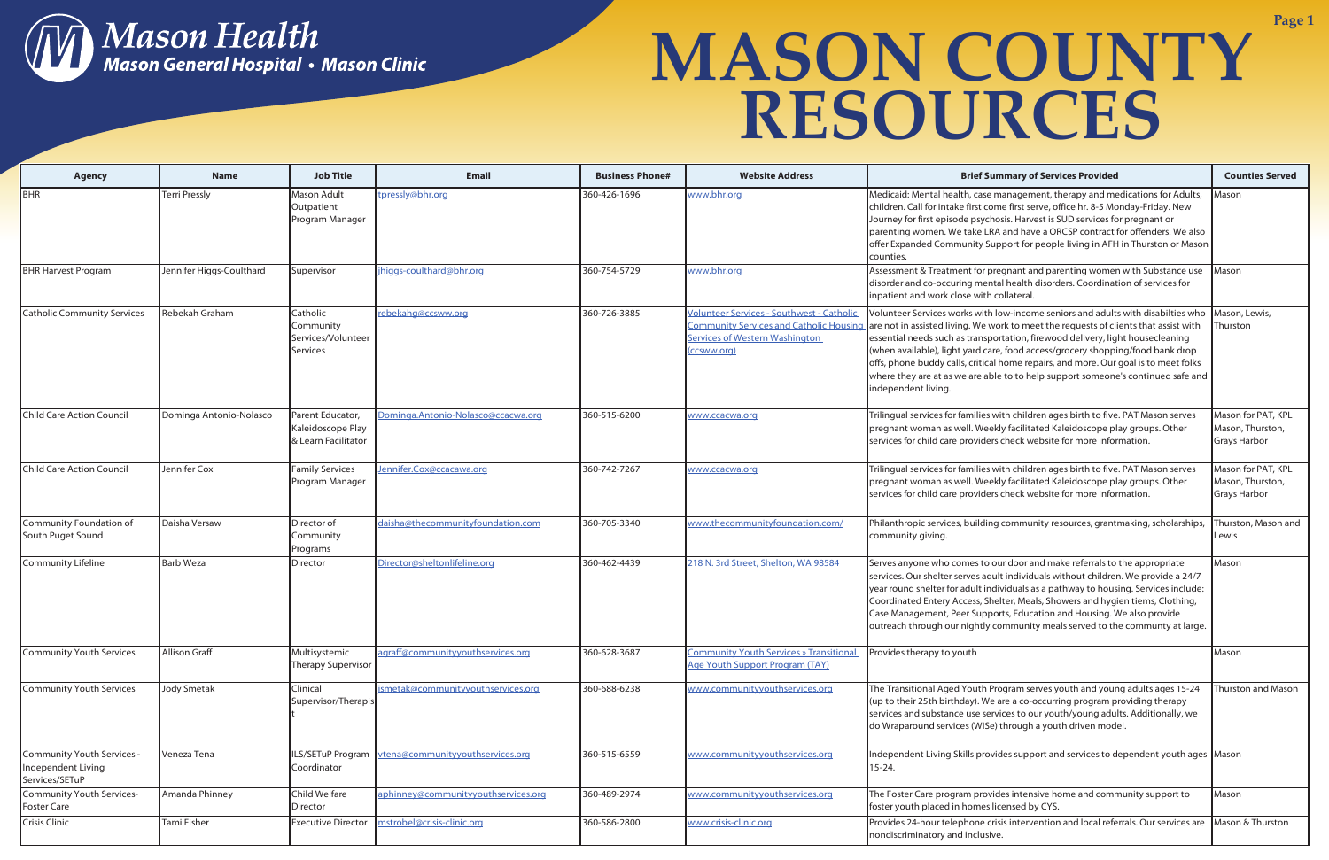Mason Health
Mason General Hospital • Mason Clinic

# MASON COUNTY RESOURCES

| Agency | Name | Job Title | Email | Business Phone# | Website Address | Brief Summary of Services Provided | Counties Served |
|---|---|---|---|---|---|---|---|
| BHR | Terri Pressly | Mason Adult Outpatient Program Manager | tpressly@bhr.org | 360-426-1696 | www.bhr.org | Medicaid: Mental health, case management, therapy and medications for Adults, children. Call for intake first come first serve, office hr. 8-5 Monday-Friday. New Journey for first episode psychosis. Harvest is SUD services for pregnant or parenting women. We take LRA and have a ORCSP contract for offenders. We also offer Expanded Community Support for people living in AFH in Thurston or Mason counties. | Mason |
| BHR Harvest Program | Jennifer Higgs-Coulthard | Supervisor | jhiggs-coulthard@bhr.org | 360-754-5729 | www.bhr.org | Assessment & Treatment for pregnant and parenting women with Substance use disorder and co-occuring mental health disorders. Coordination of services for inpatient and work close with collateral. | Mason |
| Catholic Community Services | Rebekah Graham | Catholic Community Services/Volunteer Services | rebekahg@ccsww.org | 360-726-3885 | Volunteer Services - Southwest - Catholic Community Services and Catholic Housing Services of Western Washington (ccsww.org) | Volunteer Services works with low-income seniors and adults with disabilties who are not in assisted living. We work to meet the requests of clients that assist with essential needs such as transportation, firewood delivery, light housecleaning (when available), light yard care, food access/grocery shopping/food bank drop offs, phone buddy calls, critical home repairs, and more. Our goal is to meet folks where they are at as we are able to to help support someone's continued safe and independent living. | Mason, Lewis, Thurston |
| Child Care Action Council | Dominga Antonio-Nolasco | Parent Educator, Kaleidoscope Play & Learn Facilitator | Dominga.Antonio-Nolasco@ccacwa.org | 360-515-6200 | www.ccacwa.org | Trilingual services for families with children ages birth to five. PAT Mason serves pregnant woman as well. Weekly facilitated Kaleidoscope play groups. Other services for child care providers check website for more information. | Mason for PAT, KPL Mason, Thurston, Grays Harbor |
| Child Care Action Council | Jennifer Cox | Family Services Program Manager | Jennifer.Cox@ccacawa.org | 360-742-7267 | www.ccacwa.org | Trilingual services for families with children ages birth to five. PAT Mason serves pregnant woman as well. Weekly facilitated Kaleidoscope play groups. Other services for child care providers check website for more information. | Mason for PAT, KPL Mason, Thurston, Grays Harbor |
| Community Foundation of South Puget Sound | Daisha Versaw | Director of Community Programs | daisha@thecommunityfoundation.com | 360-705-3340 | www.thecommunityfoundation.com/ | Philanthropic services, building community resources, grantmaking, scholarships, community giving. | Thurston, Mason and Lewis |
| Community Lifeline | Barb Weza | Director | Director@sheltonlifeline.org | 360-462-4439 | 218 N. 3rd Street, Shelton, WA 98584 | Serves anyone who comes to our door and make referrals to the appropriate services. Our shelter serves adult individuals without children. We provide a 24/7 year round shelter for adult individuals as a pathway to housing. Services include: Coordinated Entery Access, Shelter, Meals, Showers and hygien tiems, Clothing, Case Management, Peer Supports, Education and Housing. We also provide outreach through our nightly community meals served to the communty at large. | Mason |
| Community Youth Services | Allison Graff | Multisystemic Therapy Supervisor | agraff@communityyouthservices.org | 360-628-3687 | Community Youth Services » Transitional Age Youth Support Program (TAY) | Provides therapy to youth | Mason |
| Community Youth Services | Jody Smetak | Clinical Supervisor/Therapist | jsmetak@communityyouthservices.org | 360-688-6238 | www.communityyouthservices.org | The Transitional Aged Youth Program serves youth and young adults ages 15-24 (up to their 25th birthday). We are a co-occurring program providing therapy services and substance use services to our youth/young adults. Additionally, we do Wraparound services (WISe) through a youth driven model. | Thurston and Mason |
| Community Youth Services - Independent Living Services/SETuP | Veneza Tena | ILS/SETuP Program Coordinator | vtena@communityyouthservices.org | 360-515-6559 | www.communityyouthservices.org | Independent Living Skills provides support and services to dependent youth ages 15-24. | Mason |
| Community Youth Services-Foster Care | Amanda Phinney | Child Welfare Director | aphinney@communityyouthservices.org | 360-489-2974 | www.communityyouthservices.org | The Foster Care program provides intensive home and community support to foster youth placed in homes licensed by CYS. | Mason |
| Crisis Clinic | Tami Fisher | Executive Director | mstrobel@crisis-clinic.org | 360-586-2800 | www.crisis-clinic.org | Provides 24-hour telephone crisis intervention and local referrals. Our services are nondiscriminatory and inclusive. | Mason & Thurston |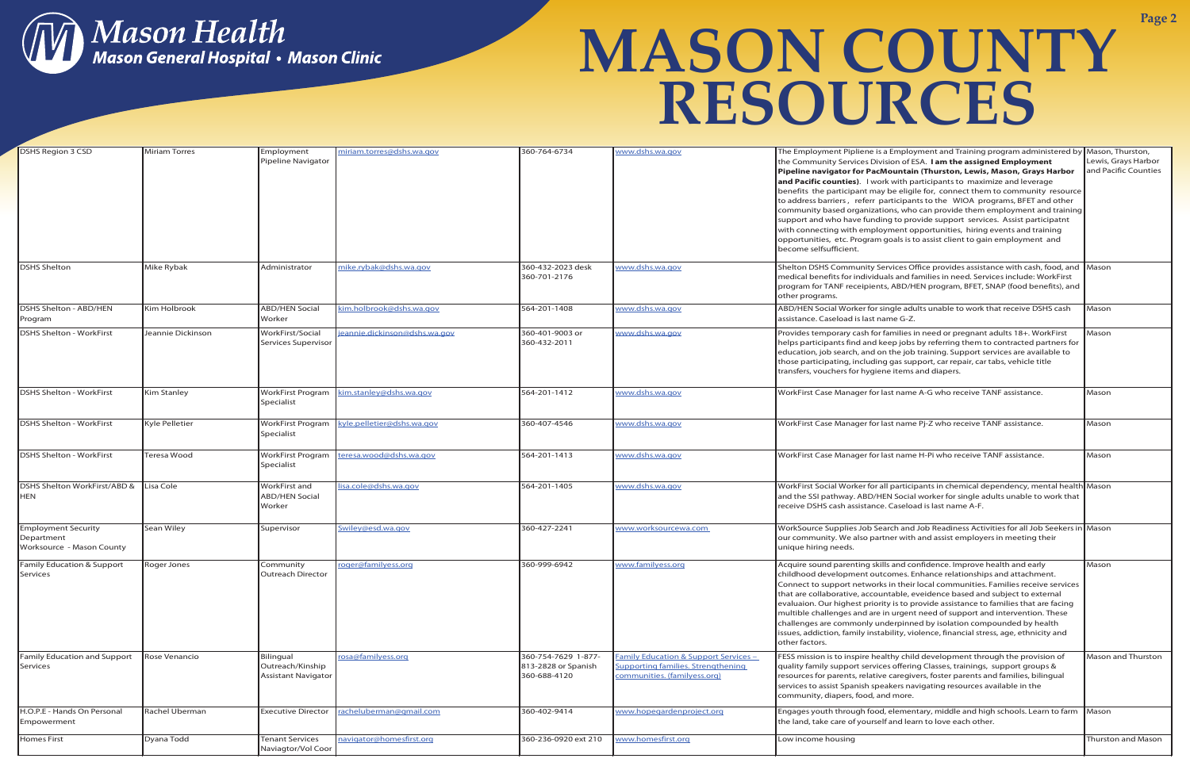# MASON COUNTY RESOURCES

| | | | | | | | |
|---|---|---|---|---|---|---|---|
| DSHS Region 3 CSD | Miriam Torres | Employment Pipeline Navigator | miriam.torres@dshs.wa.gov | 360-764-6734 | www.dshs.wa.gov | The Employment Pipliene is a Employment and Training program administered by the Community Services Division of ESA. **I am the assigned Employment Pipeline navigator for PacMountain (Thurston, Lewis, Mason, Grays Harbor and Pacific counties)**. I work with participants to maximize and leverage benefits the participant may be eligile for, connect them to community resource to address barriers, referr participants to the WIOA programs, BFET and other community based organizations, who can provide them employment and training support and who have funding to provide support services. Assist participatnt with connecting with employment opportunities, hiring events and training opportunities, etc. Program goals is to assist client to gain employment and become selfsufficient. | Mason, Thurston, Lewis, Grays Harbor and Pacific Counties |
| DSHS Shelton | Mike Rybak | Administrator | mike.rybak@dshs.wa.gov | 360-432-2023 desk 360-701-2176 | www.dshs.wa.gov | Shelton DSHS Community Services Office provides assistance with cash, food, and medical benefits for individuals and families in need. Services include: WorkFirst program for TANF receipients, ABD/HEN program, BFET, SNAP (food benefits), and other programs. | Mason |
| DSHS Shelton - ABD/HEN Program | Kim Holbrook | ABD/HEN Social Worker | kim.holbrook@dshs.wa.gov | 564-201-1408 | www.dshs.wa.gov | ABD/HEN Social Worker for single adults unable to work that receive DSHS cash assistance. Caseload is last name G-Z. | Mason |
| DSHS Shelton - WorkFirst | Jeannie Dickinson | WorkFirst/Social Services Supervisor | jeannie.dickinson@dshs.wa.gov | 360-401-9003 or 360-432-2011 | www.dshs.wa.gov | Provides temporary cash for families in need or pregnant adults 18+. WorkFirst helps participants find and keep jobs by referring them to contracted partners for education, job search, and on the job training. Support services are available to those participating, including gas support, car repair, car tabs, vehicle title transfers, vouchers for hygiene items and diapers. | Mason |
| DSHS Shelton - WorkFirst | Kim Stanley | WorkFirst Program Specialist | kim.stanley@dshs.wa.gov | 564-201-1412 | www.dshs.wa.gov | WorkFirst Case Manager for last name A-G who receive TANF assistance. | Mason |
| DSHS Shelton - WorkFirst | Kyle Pelletier | WorkFirst Program Specialist | kyle.pelletier@dshs.wa.gov | 360-407-4546 | www.dshs.wa.gov | WorkFirst Case Manager for last name Pj-Z who receive TANF assistance. | Mason |
| DSHS Shelton - WorkFirst | Teresa Wood | WorkFirst Program Specialist | teresa.wood@dshs.wa.gov | 564-201-1413 | www.dshs.wa.gov | WorkFirst Case Manager for last name H-Pi who receive TANF assistance. | Mason |
| DSHS Shelton WorkFirst/ABD & HEN | Lisa Cole | WorkFirst and ABD/HEN Social Worker | lisa.cole@dshs.wa.gov | 564-201-1405 | www.dshs.wa.gov | WorkFirst Social Worker for all participants in chemical dependency, mental health and the SSI pathway. ABD/HEN Social worker for single adults unable to work that receive DSHS cash assistance. Caseload is last name A-F. | Mason |
| Employment Security Department Worksource - Mason County | Sean Wiley | Supervisor | Swiley@esd.wa.gov | 360-427-2241 | www.worksourcewa.com | WorkSource Supplies Job Search and Job Readiness Activities for all Job Seekers in our community. We also partner with and assist employers in meeting their unique hiring needs. | Mason |
| Family Education & Support Services | Roger Jones | Community Outreach Director | roger@familyess.org | 360-999-6942 | www.familyess.org | Acquire sound parenting skills and confidence. Improve health and early childhood development outcomes. Enhance relationships and attachment. Connect to support networks in their local communities. Families receive services that are collaborative, accountable, eveidence based and subject to external evaluaion. Our highest priority is to provide assistance to families that are facing multible challenges and are in urgent need of support and intervention. These challenges are commonly underpinned by isolation compounded by health issues, addiction, family instability, violence, financial stress, age, ethnicity and other factors. | Mason |
| Family Education and Support Services | Rose Venancio | Bilingual Outreach/Kinship Assistant Navigator | rosa@familyess.org | 360-754-7629 1-877-813-2828 or Spanish 360-688-4120 | Family Education & Support Services – Supporting families. Strengthening communities. (familyess.org) | FESS mission is to inspire healthy child development through the provision of quality family support services offering Classes, trainings, support groups & resources for parents, relative caregivers, foster parents and families, bilingual services to assist Spanish speakers navigating resources available in the community, diapers, food, and more. | Mason and Thurston |
| H.O.P.E - Hands On Personal Empowerment | Rachel Uberman | Executive Director | racheluberman@gmail.com | 360-402-9414 | www.hopegardenproject.org | Engages youth through food, elementary, middle and high schools. Learn to farm the land, take care of yourself and learn to love each other. | Mason |
| Homes First | Dyana Todd | Tenant Services Naviagtor/Vol Coor | navigator@homesfirst.org | 360-236-0920 ext 210 | www.homesfirst.org | Low income housing | Thurston and Mason |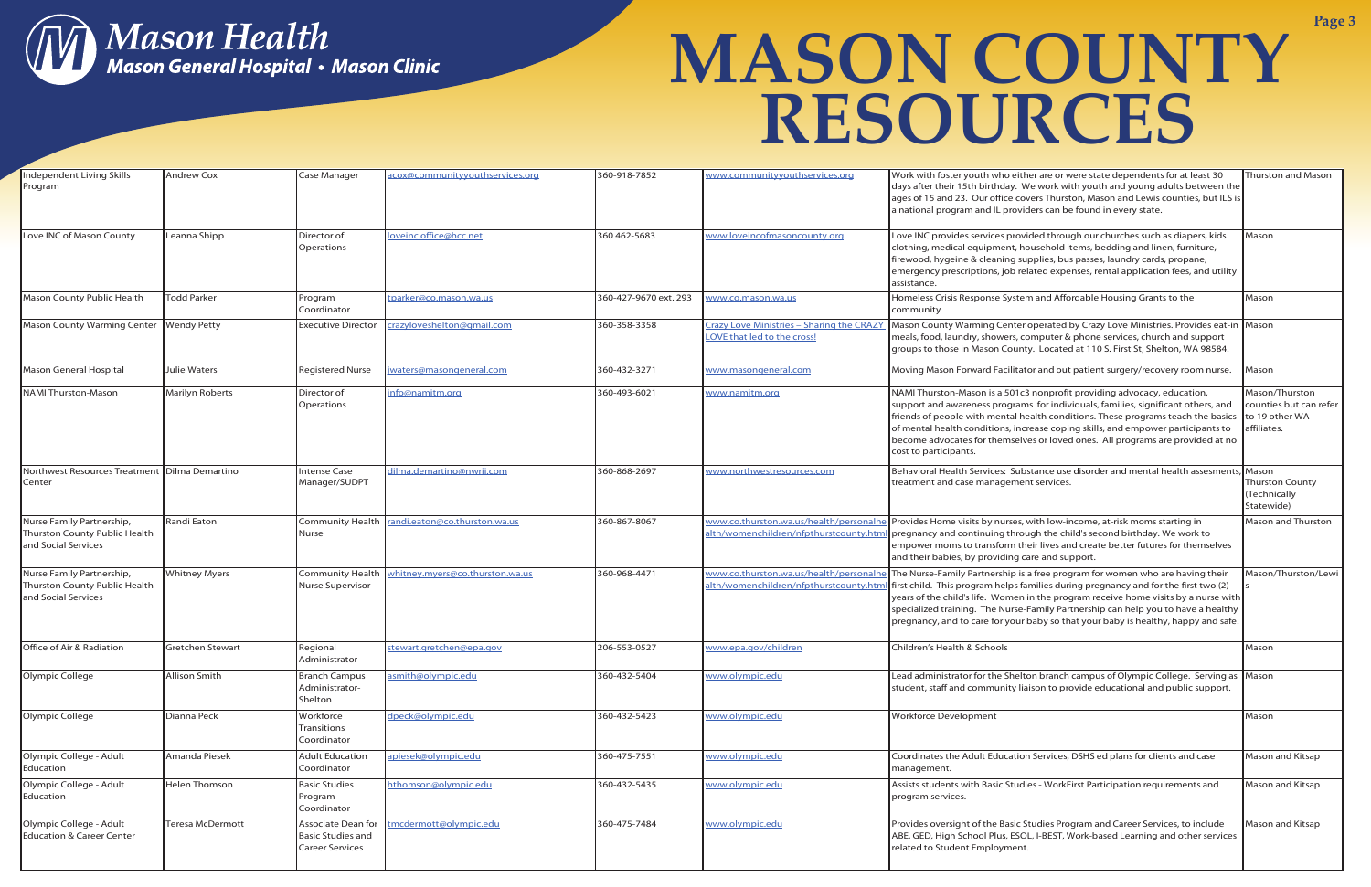# MASON COUNTY RESOURCES

| Independent Living Skills Program | Andrew Cox | Case Manager | acox@communityyouthservices.org | 360-918-7852 | www.communityyouthservices.org | Work with foster youth who either are or were state dependents for at least 30 days after their 15th birthday. We work with youth and young adults between the ages of 15 and 23. Our office covers Thurston, Mason and Lewis counties, but ILS is a national program and IL providers can be found in every state. | Thurston and Mason |
|---|---|---|---|---|---|---|---|
| Love INC of Mason County | Leanna Shipp | Director of Operations | loveinc.office@hcc.net | 360 462-5683 | www.loveincofmasoncounty.org | Love INC provides services provided through our churches such as diapers, kids clothing, medical equipment, household items, bedding and linen, furniture, firewood, hygeine & cleaning supplies, bus passes, laundry cards, propane, emergency prescriptions, job related expenses, rental application fees, and utility assistance. | Mason |
| Mason County Public Health | Todd Parker | Program Coordinator | tparker@co.mason.wa.us | 360-427-9670 ext. 293 | www.co.mason.wa.us | Homeless Crisis Response System and Affordable Housing Grants to the community | Mason |
| Mason County Warming Center | Wendy Petty | Executive Director | crazyloveshelton@gmail.com | 360-358-3358 | Crazy Love Ministries – Sharing the CRAZY LOVE that led to the cross! | Mason County Warming Center operated by Crazy Love Ministries. Provides eat-in meals, food, laundry, showers, computer & phone services, church and support groups to those in Mason County. Located at 110 S. First St, Shelton, WA 98584. | Mason |
| Mason General Hospital | Julie Waters | Registered Nurse | jwaters@masongeneral.com | 360-432-3271 | www.masongeneral.com | Moving Mason Forward Facilitator and out patient surgery/recovery room nurse. | Mason |
| NAMI Thurston-Mason | Marilyn Roberts | Director of Operations | info@namitm.org | 360-493-6021 | www.namitm.org | NAMI Thurston-Mason is a 501c3 nonprofit providing advocacy, education, support and awareness programs for individuals, families, significant others, and friends of people with mental health conditions. These programs teach the basics of mental health conditions, increase coping skills, and empower participants to become advocates for themselves or loved ones. All programs are provided at no cost to participants. | Mason/Thurston counties but can refer to 19 other WA affiliates. |
| Northwest Resources Treatment Center | Dilma Demartino | Intense Case Manager/SUDPT | dilma.demartino@nwrii.com | 360-868-2697 | www.northwestresources.com | Behavioral Health Services: Substance use disorder and mental health assesments, treatment and case management services. | Mason Thurston County (Technically Statewide) |
| Nurse Family Partnership, Thurston County Public Health and Social Services | Randi Eaton | Community Health Nurse | randi.eaton@co.thurston.wa.us | 360-867-8067 | www.co.thurston.wa.us/health/personalhealth/womenchildren/nfpthurstcounty.html | Provides Home visits by nurses, with low-income, at-risk moms starting in pregnancy and continuing through the child's second birthday. We work to empower moms to transform their lives and create better futures for themselves and their babies, by providing care and support. | Mason and Thurston |
| Nurse Family Partnership, Thurston County Public Health and Social Services | Whitney Myers | Community Health Nurse Supervisor | whitney.myers@co.thurston.wa.us | 360-968-4471 | www.co.thurston.wa.us/health/personalhealth/womenchildren/nfpthurstcounty.html | The Nurse-Family Partnership is a free program for women who are having their first child. This program helps families during pregnancy and for the first two (2) years of the child's life. Women in the program receive home visits by a nurse with specialized training. The Nurse-Family Partnership can help you to have a healthy pregnancy, and to care for your baby so that your baby is healthy, happy and safe. | Mason/Thurston/Lewis |
| Office of Air & Radiation | Gretchen Stewart | Regional Administrator | stewart.gretchen@epa.gov | 206-553-0527 | www.epa.gov/children | Children's Health & Schools | Mason |
| Olympic College | Allison Smith | Branch Campus Administrator-Shelton | asmith@olympic.edu | 360-432-5404 | www.olympic.edu | Lead administrator for the Shelton branch campus of Olympic College. Serving as student, staff and community liaison to provide educational and public support. | Mason |
| Olympic College | Dianna Peck | Workforce Transitions Coordinator | dpeck@olympic.edu | 360-432-5423 | www.olympic.edu | Workforce Development | Mason |
| Olympic College - Adult Education | Amanda Piesek | Adult Education Coordinator | apiesek@olympic.edu | 360-475-7551 | www.olympic.edu | Coordinates the Adult Education Services, DSHS ed plans for clients and case management. | Mason and Kitsap |
| Olympic College - Adult Education | Helen Thomson | Basic Studies Program Coordinator | hthomson@olympic.edu | 360-432-5435 | www.olympic.edu | Assists students with Basic Studies - WorkFirst Participation requirements and program services. | Mason and Kitsap |
| Olympic College - Adult Education & Career Center | Teresa McDermott | Associate Dean for Basic Studies and Career Services | tmcdermott@olympic.edu | 360-475-7484 | www.olympic.edu | Provides oversight of the Basic Studies Program and Career Services, to include ABE, GED, High School Plus, ESOL, I-BEST, Work-based Learning and other services related to Student Employment. | Mason and Kitsap |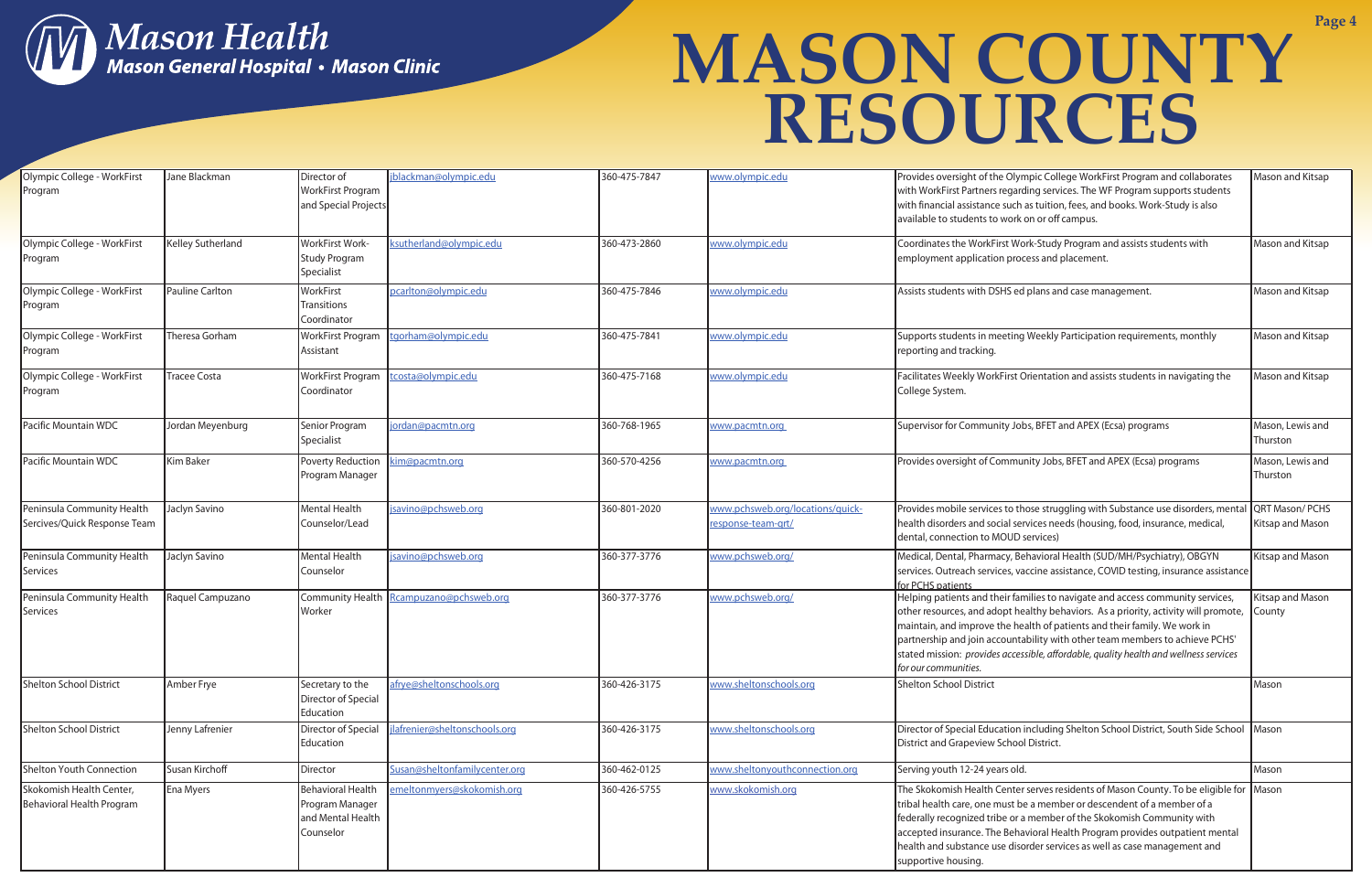# Mason Health

**Mason General Hospital • Mason Clinic**

# MASON COUNTY RESOURCES

| Olympic College - WorkFirst Program | Jane Blackman | Director of WorkFirst Program and Special Projects | jblackman@olympic.edu | 360-475-7847 | www.olympic.edu | Provides oversight of the Olympic College WorkFirst Program and collaborates with WorkFirst Partners regarding services. The WF Program supports students with financial assistance such as tuition, fees, and books. Work-Study is also available to students to work on or off campus. | Mason and Kitsap |
|---|---|---|---|---|---|---|---|
| Olympic College - WorkFirst Program | Kelley Sutherland | WorkFirst Work-Study Program Specialist | ksutherland@olympic.edu | 360-473-2860 | www.olympic.edu | Coordinates the WorkFirst Work-Study Program and assists students with employment application process and placement. | Mason and Kitsap |
| Olympic College - WorkFirst Program | Pauline Carlton | WorkFirst Transitions Coordinator | pcarlton@olympic.edu | 360-475-7846 | www.olympic.edu | Assists students with DSHS ed plans and case management. | Mason and Kitsap |
| Olympic College - WorkFirst Program | Theresa Gorham | WorkFirst Program Assistant | tgorham@olympic.edu | 360-475-7841 | www.olympic.edu | Supports students in meeting Weekly Participation requirements, monthly reporting and tracking. | Mason and Kitsap |
| Olympic College - WorkFirst Program | Tracee Costa | WorkFirst Program Coordinator | tcosta@olympic.edu | 360-475-7168 | www.olympic.edu | Facilitates Weekly WorkFirst Orientation and assists students in navigating the College System. | Mason and Kitsap |
| Pacific Mountain WDC | Jordan Meyenburg | Senior Program Specialist | jordan@pacmtn.org | 360-768-1965 | www.pacmtn.org | Supervisor for Community Jobs, BFET and APEX (Ecsa) programs | Mason, Lewis and Thurston |
| Pacific Mountain WDC | Kim Baker | Poverty Reduction Program Manager | kim@pacmtn.org | 360-570-4256 | www.pacmtn.org | Provides oversight of Community Jobs, BFET and APEX (Ecsa) programs | Mason, Lewis and Thurston |
| Peninsula Community Health Sercives/Quick Response Team | Jaclyn Savino | Mental Health Counselor/Lead | jsavino@pchsweb.org | 360-801-2020 | www.pchsweb.org/locations/quick-response-team-qrt/ | Provides mobile services to those struggling with Substance use disorders, mental health disorders and social services needs (housing, food, insurance, medical, dental, connection to MOUD services) | QRT Mason/ PCHS Kitsap and Mason |
| Peninsula Community Health Services | Jaclyn Savino | Mental Health Counselor | jsavino@pchsweb.org | 360-377-3776 | www.pchsweb.org/ | Medical, Dental, Pharmacy, Behavioral Health (SUD/MH/Psychiatry), OBGYN services. Outreach services, vaccine assistance, COVID testing, insurance assistance for PCHS patients | Kitsap and Mason |
| Peninsula Community Health Services | Raquel Campuzano | Community Health Worker | Rcampuzano@pchsweb.org | 360-377-3776 | www.pchsweb.org/ | Helping patients and their families to navigate and access community services, other resources, and adopt healthy behaviors. As a priority, activity will promote, maintain, and improve the health of patients and their family. We work in partnership and join accountability with other team members to achieve PCHS' stated mission: *provides accessible, affordable, quality health and wellness services for our communities.* | Kitsap and Mason County |
| Shelton School District | Amber Frye | Secretary to the Director of Special Education | afrye@sheltonschools.org | 360-426-3175 | www.sheltonschools.org | Shelton School District | Mason |
| Shelton School District | Jenny Lafrenier | Director of Special Education | jlafrenier@sheltonschools.org | 360-426-3175 | www.sheltonschools.org | Director of Special Education including Shelton School District, South Side School District and Grapeview School District. | Mason |
| Shelton Youth Connection | Susan Kirchoff | Director | Susan@sheltonfamilycenter.org | 360-462-0125 | www.sheltonyouthconnection.org | Serving youth 12-24 years old. | Mason |
| Skokomish Health Center, Behavioral Health Program | Ena Myers | Behavioral Health Program Manager and Mental Health Counselor | emeltonmyers@skokomish.org | 360-426-5755 | www.skokomish.org | The Skokomish Health Center serves residents of Mason County. To be eligible for tribal health care, one must be a member or descendent of a member of a federally recognized tribe or a member of the Skokomish Community with accepted insurance. The Behavioral Health Program provides outpatient mental health and substance use disorder services as well as case management and supportive housing. | Mason |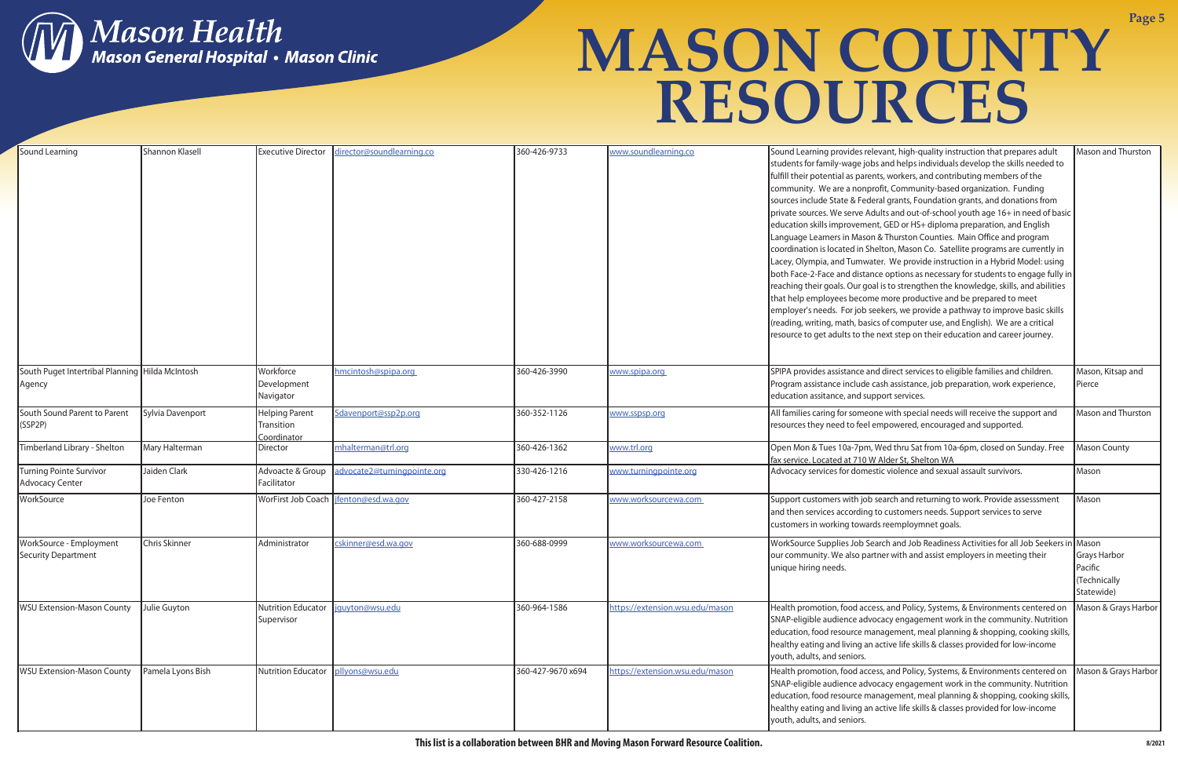# MASON COUNTY RESOURCES

| | | | | | | | |
|---|---|---|---|---|---|---|---|
| Sound Learning | Shannon Klasell | Executive Director | director@soundlearning.co | 360-426-9733 | www.soundlearning.co | Sound Learning provides relevant, high-quality instruction that prepares adult students for family-wage jobs and helps individuals develop the skills needed to fulfill their potential as parents, workers, and contributing members of the community. We are a nonprofit, Community-based organization. Funding sources include State & Federal grants, Foundation grants, and donations from private sources. We serve Adults and out-of-school youth age 16+ in need of basic education skills improvement, GED or HS+ diploma preparation, and English Language Learners in Mason & Thurston Counties. Main Office and program coordination is located in Shelton, Mason Co. Satellite programs are currently in Lacey, Olympia, and Tumwater. We provide instruction in a Hybrid Model: using both Face-2-Face and distance options as necessary for students to engage fully in reaching their goals. Our goal is to strengthen the knowledge, skills, and abilities that help employees become more productive and be prepared to meet employer's needs. For job seekers, we provide a pathway to improve basic skills (reading, writing, math, basics of computer use, and English). We are a critical resource to get adults to the next step on their education and career journey. | Mason and Thurston |
| South Puget Intertribal Planning Agency | Hilda McIntosh | Workforce Development Navigator | hmcintosh@spipa.org | 360-426-3990 | www.spipa.org | SPIPA provides assistance and direct services to eligible families and children. Program assistance include cash assistance, job preparation, work experience, education assitance, and support services. | Mason, Kitsap and Pierce |
| South Sound Parent to Parent (SSP2P) | Sylvia Davenport | Helping Parent Transition Coordinator | Sdavenport@ssp2p.org | 360-352-1126 | www.sspsp.org | All families caring for someone with special needs will receive the support and resources they need to feel empowered, encouraged and supported. | Mason and Thurston |
| Timberland Library - Shelton | Mary Halterman | Director | mhalterman@trl.org | 360-426-1362 | www.trl.org | Open Mon & Tues 10a-7pm, Wed thru Sat from 10a-6pm, closed on Sunday. Free fax service. Located at 710 W Alder St, Shelton WA | Mason County |
| Turning Pointe Survivor Advocacy Center | Jaiden Clark | Advoacte & Group Facilitator | advocate2@turningpointe.org | 330-426-1216 | www.turningpointe.org | Advocacy services for domestic violence and sexual assault survivors. | Mason |
| WorkSource | Joe Fenton | WorFirst Job Coach | jfenton@esd.wa.gov | 360-427-2158 | www.worksourcewa.com | Support customers with job search and returning to work. Provide assesssment and then services according to customers needs. Support services to serve customers in working towards reemploymnet goals. | Mason |
| WorkSource - Employment Security Department | Chris Skinner | Administrator | cskinner@esd.wa.gov | 360-688-0999 | www.worksourcewa.com | WorkSource Supplies Job Search and Job Readiness Activities for all Job Seekers in our community. We also partner with and assist employers in meeting their unique hiring needs. | Mason Grays Harbor Pacific (Technically Statewide) |
| WSU Extension-Mason County | Julie Guyton | Nutrition Educator Supervisor | jguyton@wsu.edu | 360-964-1586 | https://extension.wsu.edu/mason | Health promotion, food access, and Policy, Systems, & Environments centered on SNAP-eligible audience advocacy engagement work in the community. Nutrition education, food resource management, meal planning & shopping, cooking skills, healthy eating and living an active life skills & classes provided for low-income youth, adults, and seniors. | Mason & Grays Harbor |
| WSU Extension-Mason County | Pamela Lyons Bish | Nutrition Educator | pllyons@wsu.edu | 360-427-9670 x694 | https://extension.wsu.edu/mason | Health promotion, food access, and Policy, Systems, & Environments centered on SNAP-eligible audience advocacy engagement work in the community. Nutrition education, food resource management, meal planning & shopping, cooking skills, healthy eating and living an active life skills & classes provided for low-income youth, adults, and seniors. | Mason & Grays Harbor |

**This list is a collaboration between BHR and Moving Mason Forward Resource Coalition.**

8/2021